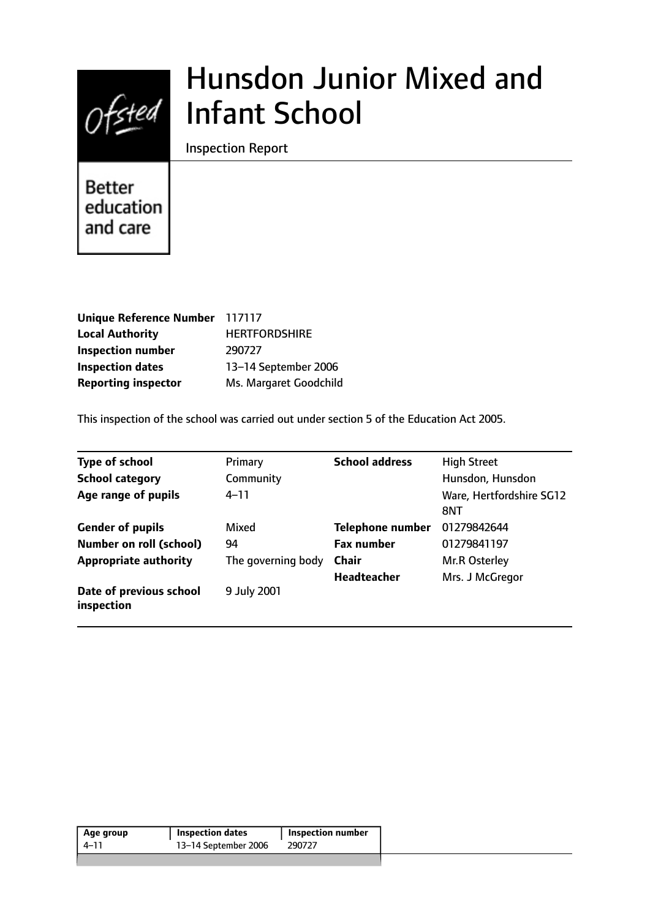# Hunsdon Junior Mixed and Infant School

Inspection Report

Better education and care

| | |
|---|---|
| **Unique Reference Number** | 117117 |
| **Local Authority** | HERTFORDSHIRE |
| **Inspection number** | 290727 |
| **Inspection dates** | 13–14 September 2006 |
| **Reporting inspector** | Ms. Margaret Goodchild |

This inspection of the school was carried out under section 5 of the Education Act 2005.

| | | | |
|---|---|---|---|
| **Type of school** | Primary | **School address** | High Street |
| **School category** | Community | | Hunsdon, Hunsdon |
| **Age range of pupils** | 4–11 | | Ware, Hertfordshire SG12 8NT |
| **Gender of pupils** | Mixed | **Telephone number** | 01279842644 |
| **Number on roll (school)** | 94 | **Fax number** | 01279841197 |
| **Appropriate authority** | The governing body | **Chair** | Mr.R Osterley |
| | | **Headteacher** | Mrs. J McGregor |
| **Date of previous school inspection** | 9 July 2001 | | |

| Age group | Inspection dates | Inspection number |
|---|---|---|
| 4–11 | 13–14 September 2006 | 290727 |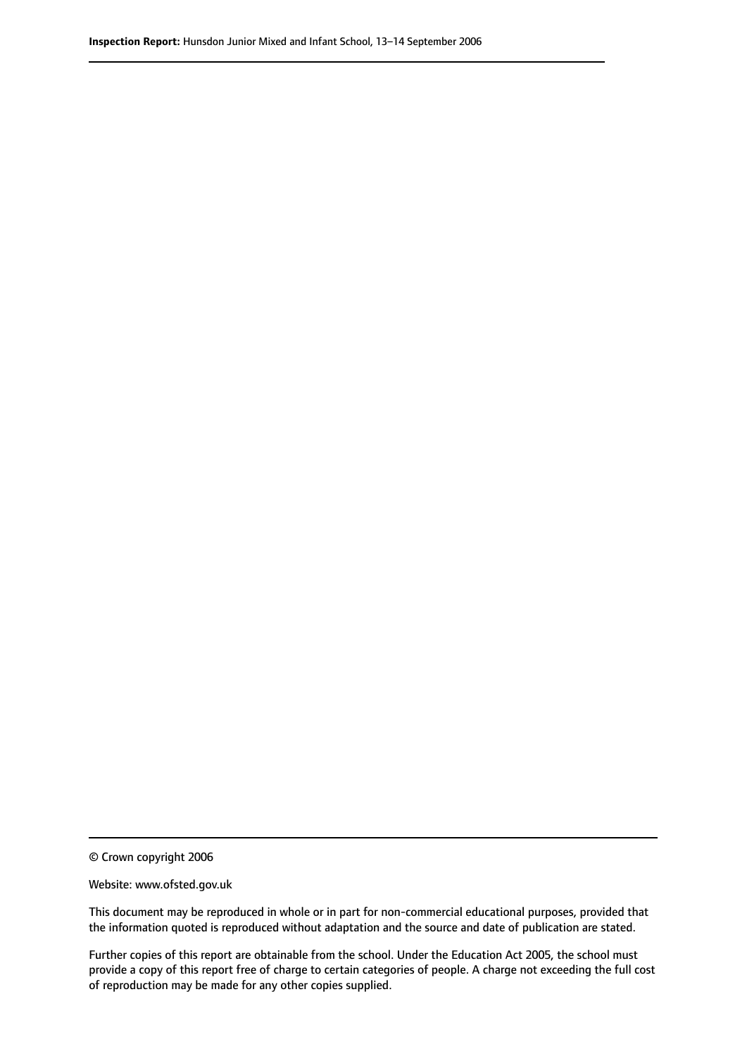© Crown copyright 2006

Website: www.ofsted.gov.uk

This document may be reproduced in whole or in part for non-commercial educational purposes, provided that the information quoted is reproduced without adaptation and the source and date of publication are stated.

Further copies of this report are obtainable from the school. Under the Education Act 2005, the school must provide a copy of this report free of charge to certain categories of people. A charge not exceeding the full cost of reproduction may be made for any other copies supplied.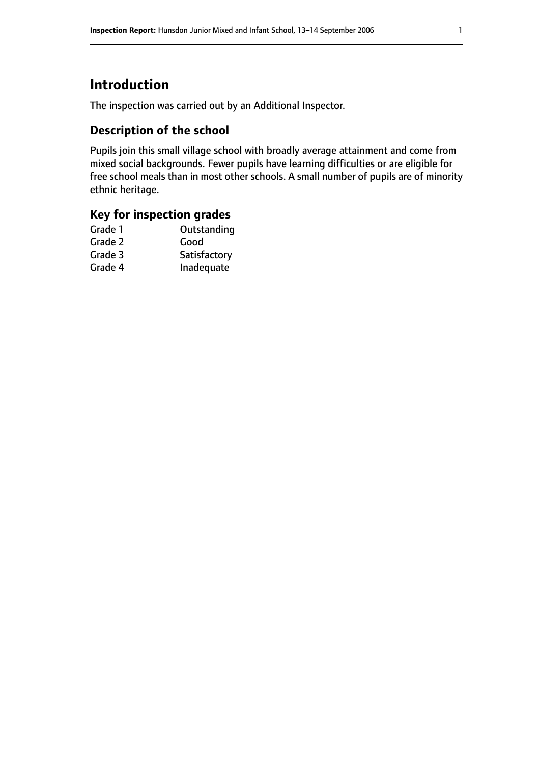# Introduction

The inspection was carried out by an Additional Inspector.

## Description of the school

Pupils join this small village school with broadly average attainment and come from mixed social backgrounds. Fewer pupils have learning difficulties or are eligible for free school meals than in most other schools. A small number of pupils are of minority ethnic heritage.

## Key for inspection grades

| | |
|---|---|
| Grade 1 | Outstanding |
| Grade 2 | Good |
| Grade 3 | Satisfactory |
| Grade 4 | Inadequate |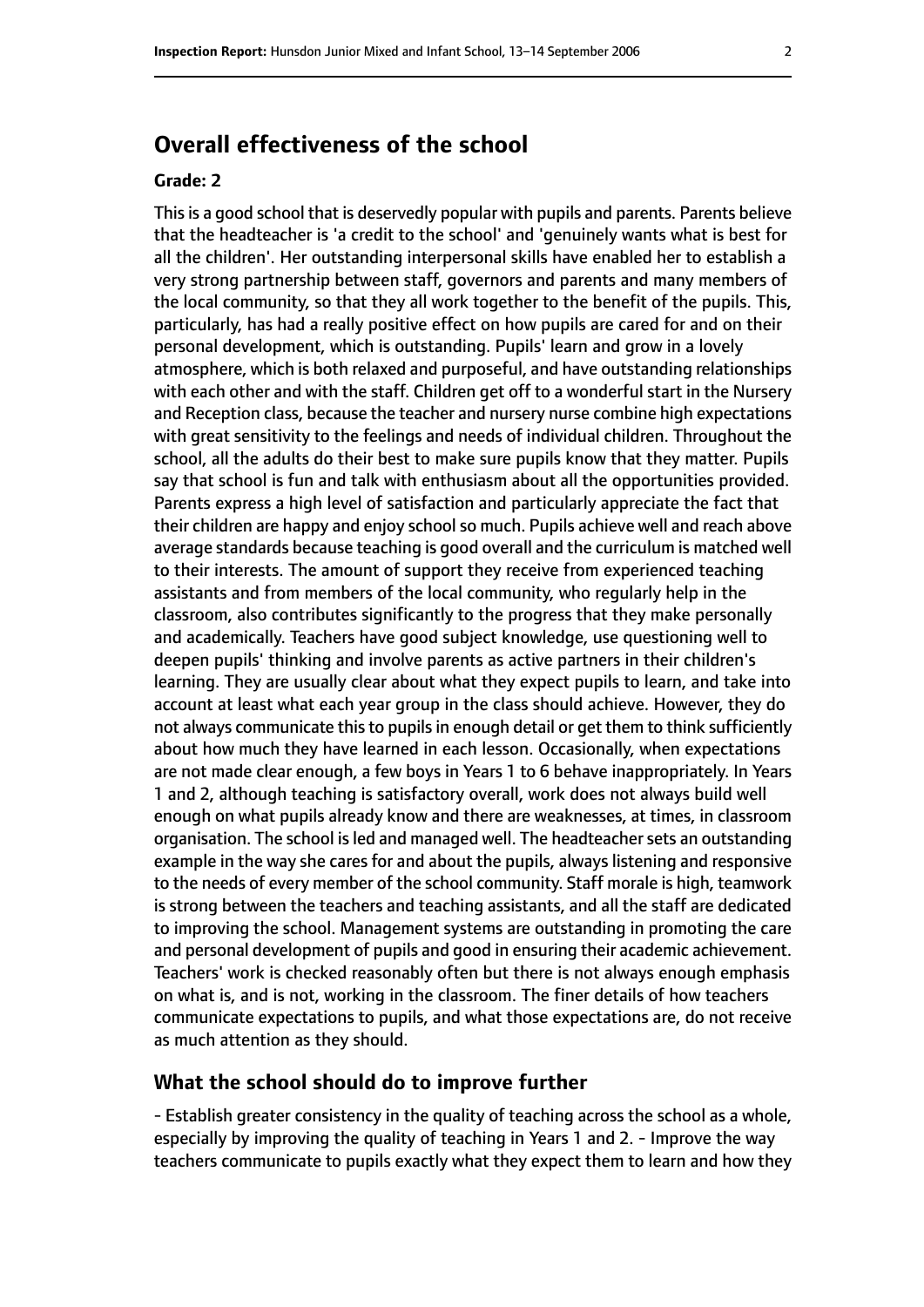## Overall effectiveness of the school

### Grade: 2

This is a good school that is deservedly popular with pupils and parents. Parents believe that the headteacher is 'a credit to the school' and 'genuinely wants what is best for all the children'. Her outstanding interpersonal skills have enabled her to establish a very strong partnership between staff, governors and parents and many members of the local community, so that they all work together to the benefit of the pupils. This, particularly, has had a really positive effect on how pupils are cared for and on their personal development, which is outstanding. Pupils' learn and grow in a lovely atmosphere, which is both relaxed and purposeful, and have outstanding relationships with each other and with the staff. Children get off to a wonderful start in the Nursery and Reception class, because the teacher and nursery nurse combine high expectations with great sensitivity to the feelings and needs of individual children. Throughout the school, all the adults do their best to make sure pupils know that they matter. Pupils say that school is fun and talk with enthusiasm about all the opportunities provided. Parents express a high level of satisfaction and particularly appreciate the fact that their children are happy and enjoy school so much. Pupils achieve well and reach above average standards because teaching is good overall and the curriculum is matched well to their interests. The amount of support they receive from experienced teaching assistants and from members of the local community, who regularly help in the classroom, also contributes significantly to the progress that they make personally and academically. Teachers have good subject knowledge, use questioning well to deepen pupils' thinking and involve parents as active partners in their children's learning. They are usually clear about what they expect pupils to learn, and take into account at least what each year group in the class should achieve. However, they do not always communicate this to pupils in enough detail or get them to think sufficiently about how much they have learned in each lesson. Occasionally, when expectations are not made clear enough, a few boys in Years 1 to 6 behave inappropriately. In Years 1 and 2, although teaching is satisfactory overall, work does not always build well enough on what pupils already know and there are weaknesses, at times, in classroom organisation. The school is led and managed well. The headteacher sets an outstanding example in the way she cares for and about the pupils, always listening and responsive to the needs of every member of the school community. Staff morale is high, teamwork is strong between the teachers and teaching assistants, and all the staff are dedicated to improving the school. Management systems are outstanding in promoting the care and personal development of pupils and good in ensuring their academic achievement. Teachers' work is checked reasonably often but there is not always enough emphasis on what is, and is not, working in the classroom. The finer details of how teachers communicate expectations to pupils, and what those expectations are, do not receive as much attention as they should.

## What the school should do to improve further

- Establish greater consistency in the quality of teaching across the school as a whole, especially by improving the quality of teaching in Years 1 and 2. - Improve the way teachers communicate to pupils exactly what they expect them to learn and how they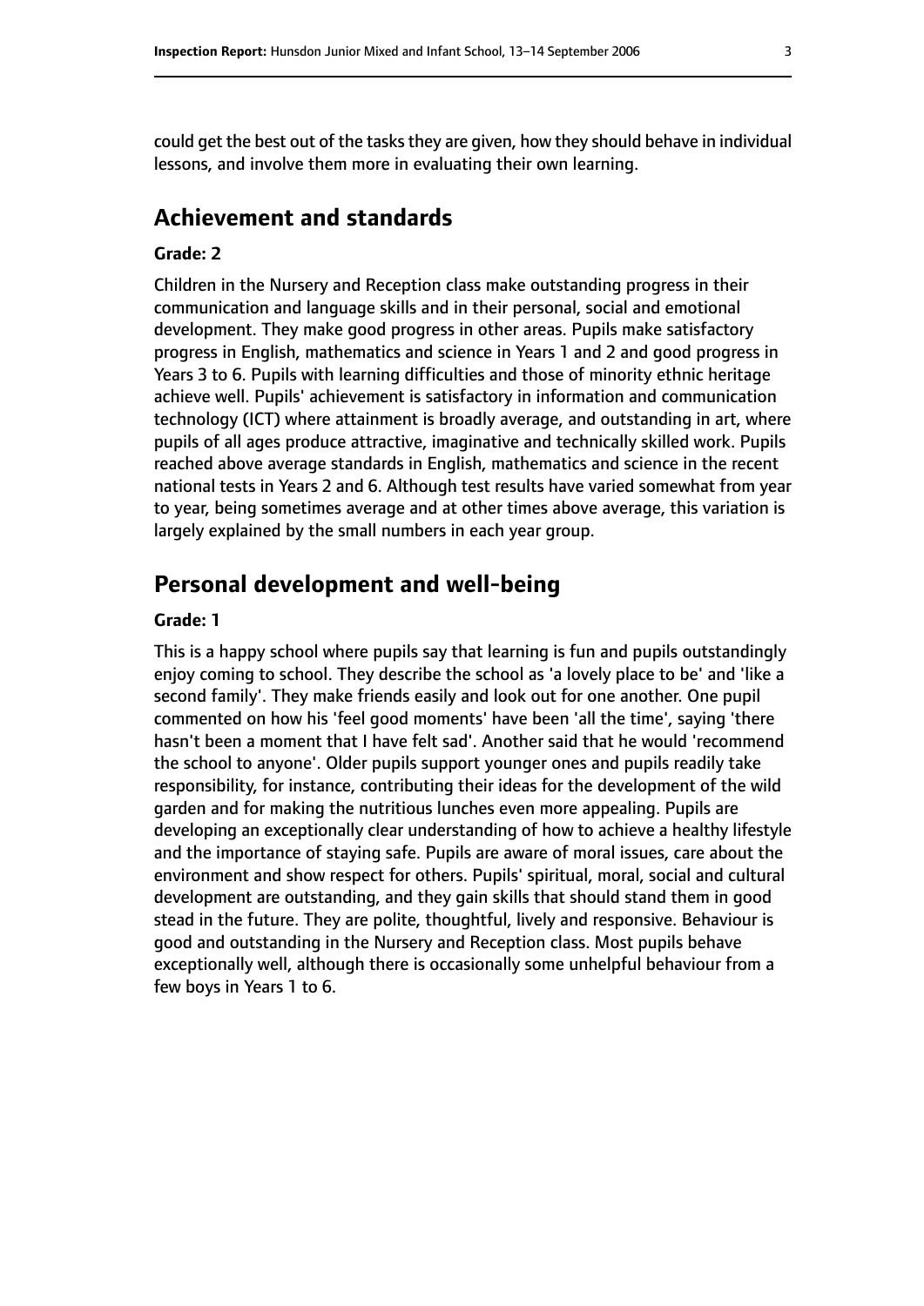could get the best out of the tasks they are given, how they should behave in individual lessons, and involve them more in evaluating their own learning.

## Achievement and standards

#### Grade: 2

Children in the Nursery and Reception class make outstanding progress in their communication and language skills and in their personal, social and emotional development. They make good progress in other areas. Pupils make satisfactory progress in English, mathematics and science in Years 1 and 2 and good progress in Years 3 to 6. Pupils with learning difficulties and those of minority ethnic heritage achieve well. Pupils' achievement is satisfactory in information and communication technology (ICT) where attainment is broadly average, and outstanding in art, where pupils of all ages produce attractive, imaginative and technically skilled work. Pupils reached above average standards in English, mathematics and science in the recent national tests in Years 2 and 6. Although test results have varied somewhat from year to year, being sometimes average and at other times above average, this variation is largely explained by the small numbers in each year group.

## Personal development and well-being

#### Grade: 1

This is a happy school where pupils say that learning is fun and pupils outstandingly enjoy coming to school. They describe the school as 'a lovely place to be' and 'like a second family'. They make friends easily and look out for one another. One pupil commented on how his 'feel good moments' have been 'all the time', saying 'there hasn't been a moment that I have felt sad'. Another said that he would 'recommend the school to anyone'. Older pupils support younger ones and pupils readily take responsibility, for instance, contributing their ideas for the development of the wild garden and for making the nutritious lunches even more appealing. Pupils are developing an exceptionally clear understanding of how to achieve a healthy lifestyle and the importance of staying safe. Pupils are aware of moral issues, care about the environment and show respect for others. Pupils' spiritual, moral, social and cultural development are outstanding, and they gain skills that should stand them in good stead in the future. They are polite, thoughtful, lively and responsive. Behaviour is good and outstanding in the Nursery and Reception class. Most pupils behave exceptionally well, although there is occasionally some unhelpful behaviour from a few boys in Years 1 to 6.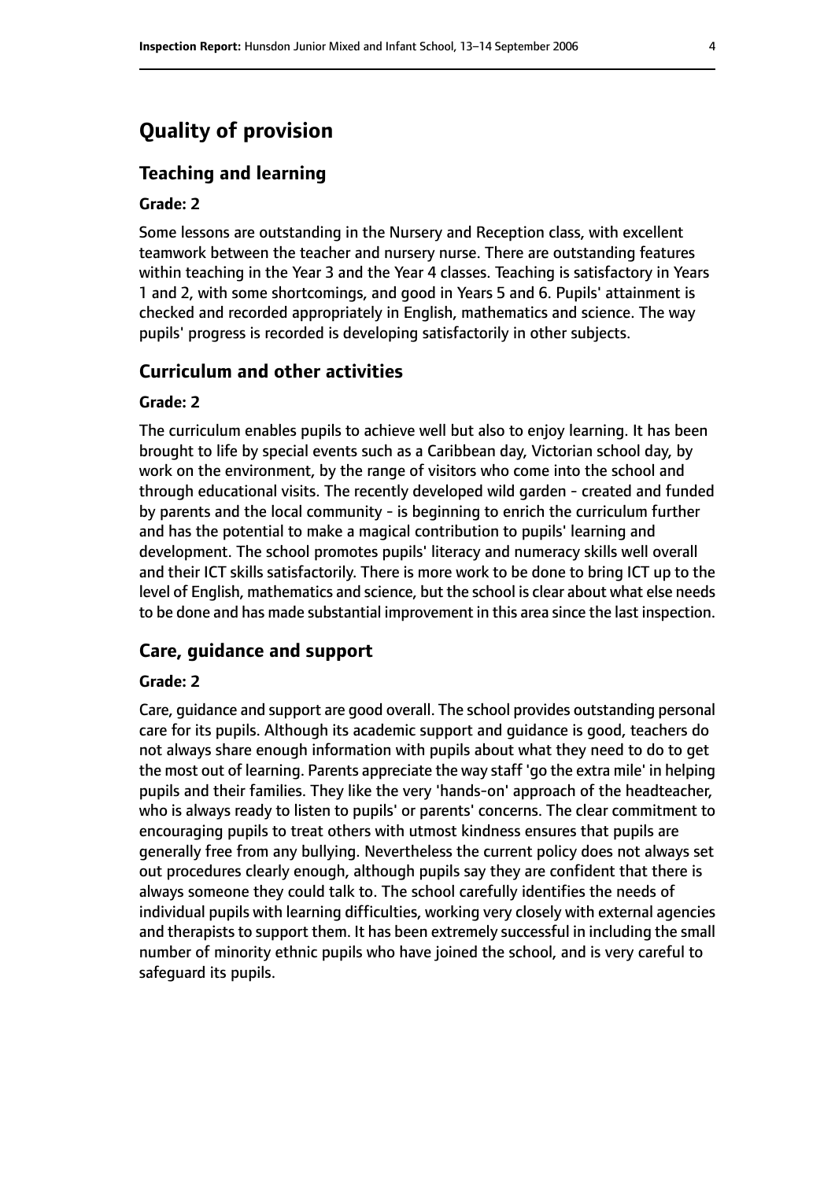# Quality of provision

## Teaching and learning

#### Grade: 2

Some lessons are outstanding in the Nursery and Reception class, with excellent teamwork between the teacher and nursery nurse. There are outstanding features within teaching in the Year 3 and the Year 4 classes. Teaching is satisfactory in Years 1 and 2, with some shortcomings, and good in Years 5 and 6. Pupils' attainment is checked and recorded appropriately in English, mathematics and science. The way pupils' progress is recorded is developing satisfactorily in other subjects.

## Curriculum and other activities

#### Grade: 2

The curriculum enables pupils to achieve well but also to enjoy learning. It has been brought to life by special events such as a Caribbean day, Victorian school day, by work on the environment, by the range of visitors who come into the school and through educational visits. The recently developed wild garden - created and funded by parents and the local community - is beginning to enrich the curriculum further and has the potential to make a magical contribution to pupils' learning and development. The school promotes pupils' literacy and numeracy skills well overall and their ICT skills satisfactorily. There is more work to be done to bring ICT up to the level of English, mathematics and science, but the school is clear about what else needs to be done and has made substantial improvement in this area since the last inspection.

## Care, guidance and support

#### Grade: 2

Care, guidance and support are good overall. The school provides outstanding personal care for its pupils. Although its academic support and guidance is good, teachers do not always share enough information with pupils about what they need to do to get the most out of learning. Parents appreciate the way staff 'go the extra mile' in helping pupils and their families. They like the very 'hands-on' approach of the headteacher, who is always ready to listen to pupils' or parents' concerns. The clear commitment to encouraging pupils to treat others with utmost kindness ensures that pupils are generally free from any bullying. Nevertheless the current policy does not always set out procedures clearly enough, although pupils say they are confident that there is always someone they could talk to. The school carefully identifies the needs of individual pupils with learning difficulties, working very closely with external agencies and therapists to support them. It has been extremely successful in including the small number of minority ethnic pupils who have joined the school, and is very careful to safeguard its pupils.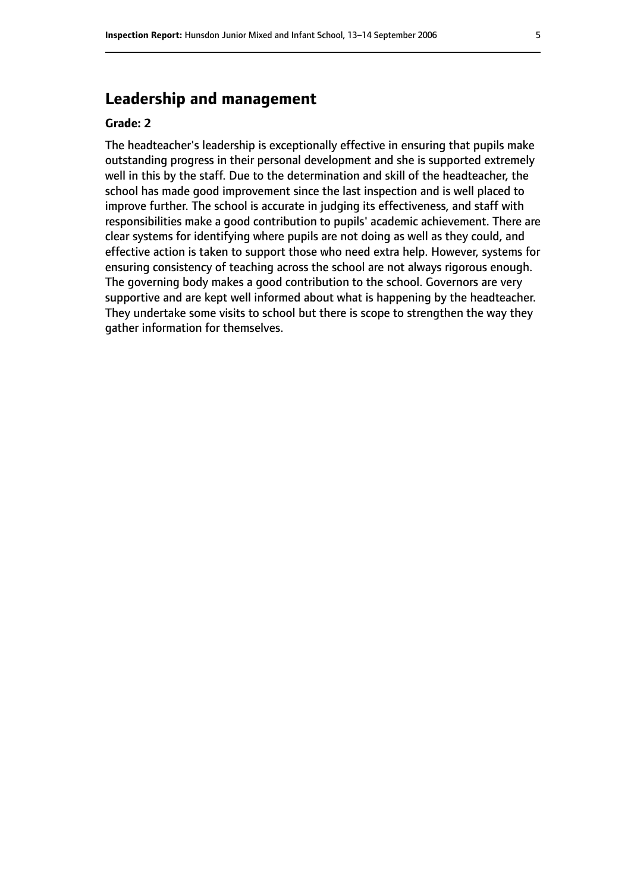## Leadership and management

**Grade: 2**

The headteacher's leadership is exceptionally effective in ensuring that pupils make outstanding progress in their personal development and she is supported extremely well in this by the staff. Due to the determination and skill of the headteacher, the school has made good improvement since the last inspection and is well placed to improve further. The school is accurate in judging its effectiveness, and staff with responsibilities make a good contribution to pupils' academic achievement. There are clear systems for identifying where pupils are not doing as well as they could, and effective action is taken to support those who need extra help. However, systems for ensuring consistency of teaching across the school are not always rigorous enough. The governing body makes a good contribution to the school. Governors are very supportive and are kept well informed about what is happening by the headteacher. They undertake some visits to school but there is scope to strengthen the way they gather information for themselves.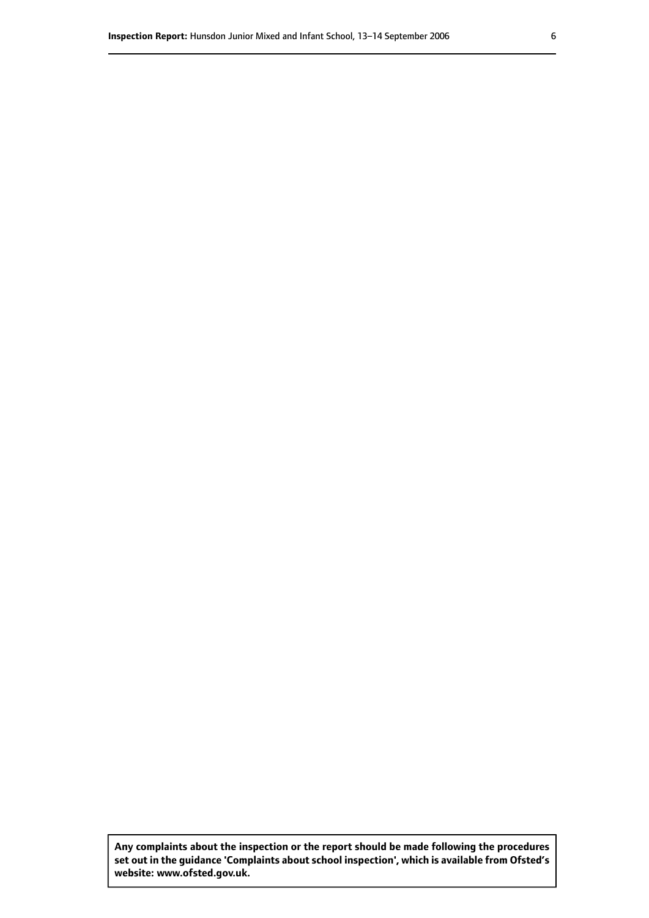**Any complaints about the inspection or the report should be made following the procedures set out in the guidance 'Complaints about school inspection', which is available from Ofsted's website: www.ofsted.gov.uk.**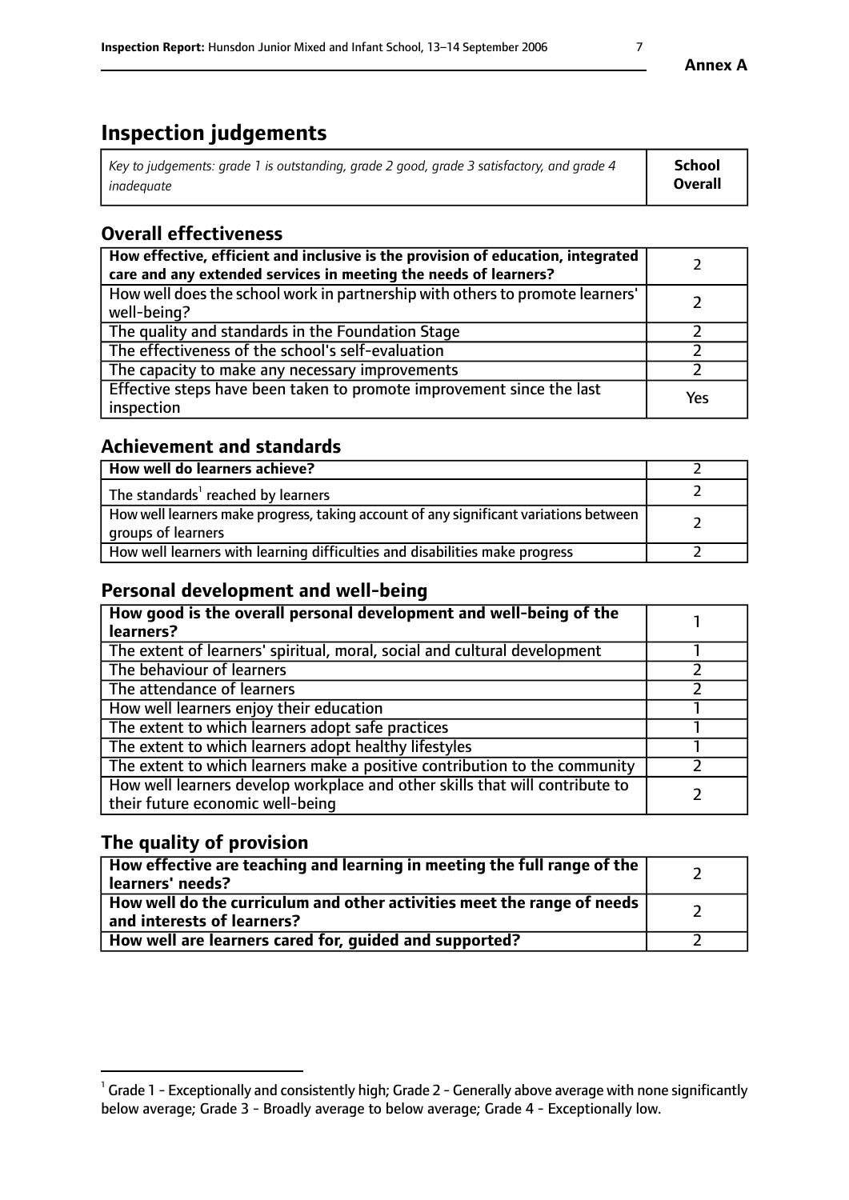Annex A

# Inspection judgements

| *Key to judgements: grade 1 is outstanding, grade 2 good, grade 3 satisfactory, and grade 4 inadequate* | **School Overall** |
|---|---|

## Overall effectiveness

| | |
|---|---|
| **How effective, efficient and inclusive is the provision of education, integrated care and any extended services in meeting the needs of learners?** | 2 |
| How well does the school work in partnership with others to promote learners' well-being? | 2 |
| The quality and standards in the Foundation Stage | 2 |
| The effectiveness of the school's self-evaluation | 2 |
| The capacity to make any necessary improvements | 2 |
| Effective steps have been taken to promote improvement since the last inspection | Yes |

## Achievement and standards

| | |
|---|---|
| **How well do learners achieve?** | 2 |
| The standards[1] reached by learners | 2 |
| How well learners make progress, taking account of any significant variations between groups of learners | 2 |
| How well learners with learning difficulties and disabilities make progress | 2 |

## Personal development and well-being

| | |
|---|---|
| **How good is the overall personal development and well-being of the learners?** | 1 |
| The extent of learners' spiritual, moral, social and cultural development | 1 |
| The behaviour of learners | 2 |
| The attendance of learners | 2 |
| How well learners enjoy their education | 1 |
| The extent to which learners adopt safe practices | 1 |
| The extent to which learners adopt healthy lifestyles | 1 |
| The extent to which learners make a positive contribution to the community | 2 |
| How well learners develop workplace and other skills that will contribute to their future economic well-being | 2 |

## The quality of provision

| | |
|---|---|
| **How effective are teaching and learning in meeting the full range of the learners' needs?** | 2 |
| **How well do the curriculum and other activities meet the range of needs and interests of learners?** | 2 |
| **How well are learners cared for, guided and supported?** | 2 |

[1] Grade 1 - Exceptionally and consistently high; Grade 2 - Generally above average with none significantly below average; Grade 3 - Broadly average to below average; Grade 4 - Exceptionally low.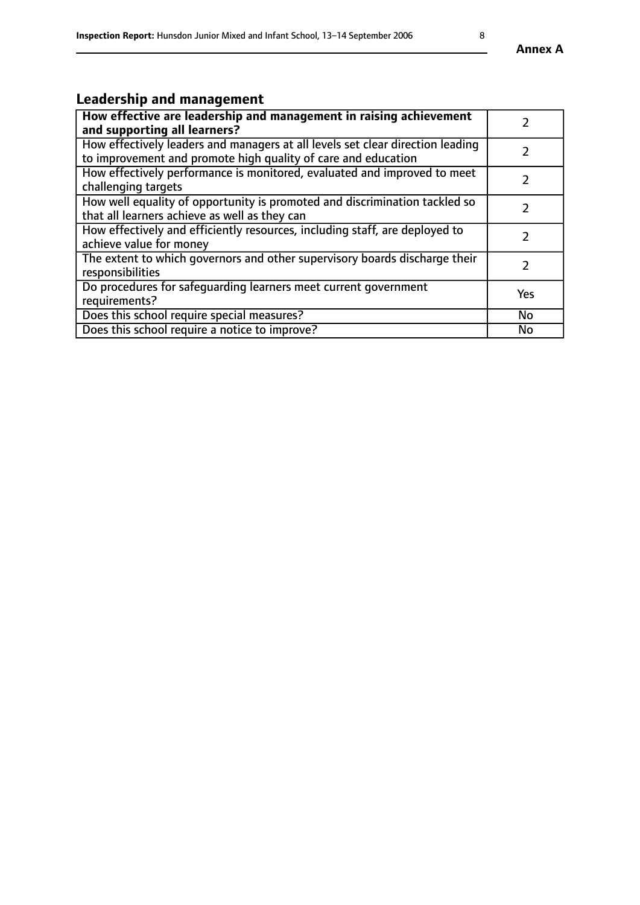## Leadership and management

| **How effective are leadership and management in raising achievement and supporting all learners?** | 2 |
|---|---|
| How effectively leaders and managers at all levels set clear direction leading to improvement and promote high quality of care and education | 2 |
| How effectively performance is monitored, evaluated and improved to meet challenging targets | 2 |
| How well equality of opportunity is promoted and discrimination tackled so that all learners achieve as well as they can | 2 |
| How effectively and efficiently resources, including staff, are deployed to achieve value for money | 2 |
| The extent to which governors and other supervisory boards discharge their responsibilities | 2 |
| Do procedures for safeguarding learners meet current government requirements? | Yes |
| Does this school require special measures? | No |
| Does this school require a notice to improve? | No |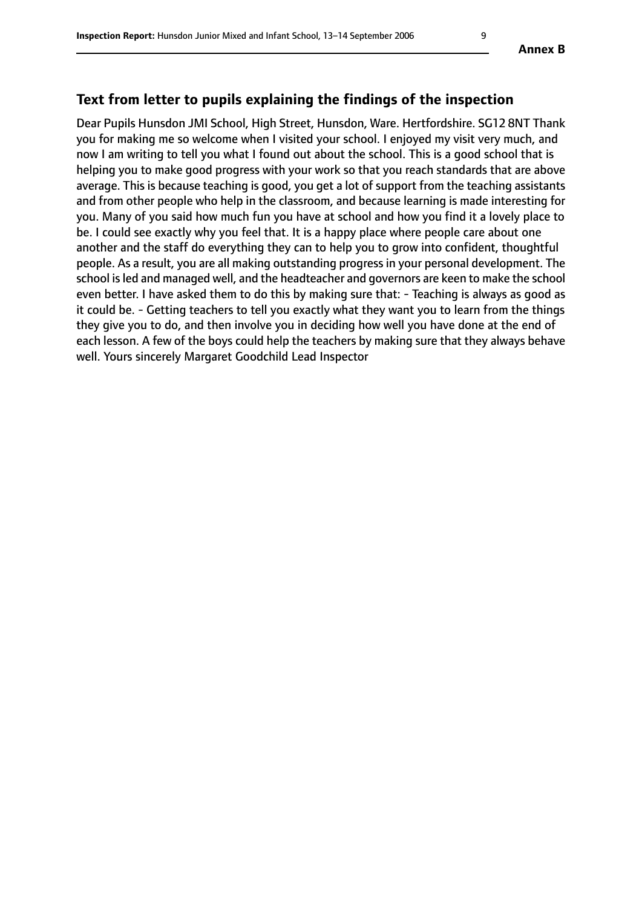## Text from letter to pupils explaining the findings of the inspection

Dear Pupils Hunsdon JMI School, High Street, Hunsdon, Ware. Hertfordshire. SG12 8NT Thank you for making me so welcome when I visited your school. I enjoyed my visit very much, and now I am writing to tell you what I found out about the school. This is a good school that is helping you to make good progress with your work so that you reach standards that are above average. This is because teaching is good, you get a lot of support from the teaching assistants and from other people who help in the classroom, and because learning is made interesting for you. Many of you said how much fun you have at school and how you find it a lovely place to be. I could see exactly why you feel that. It is a happy place where people care about one another and the staff do everything they can to help you to grow into confident, thoughtful people. As a result, you are all making outstanding progress in your personal development. The school is led and managed well, and the headteacher and governors are keen to make the school even better. I have asked them to do this by making sure that: - Teaching is always as good as it could be. - Getting teachers to tell you exactly what they want you to learn from the things they give you to do, and then involve you in deciding how well you have done at the end of each lesson. A few of the boys could help the teachers by making sure that they always behave well. Yours sincerely Margaret Goodchild Lead Inspector